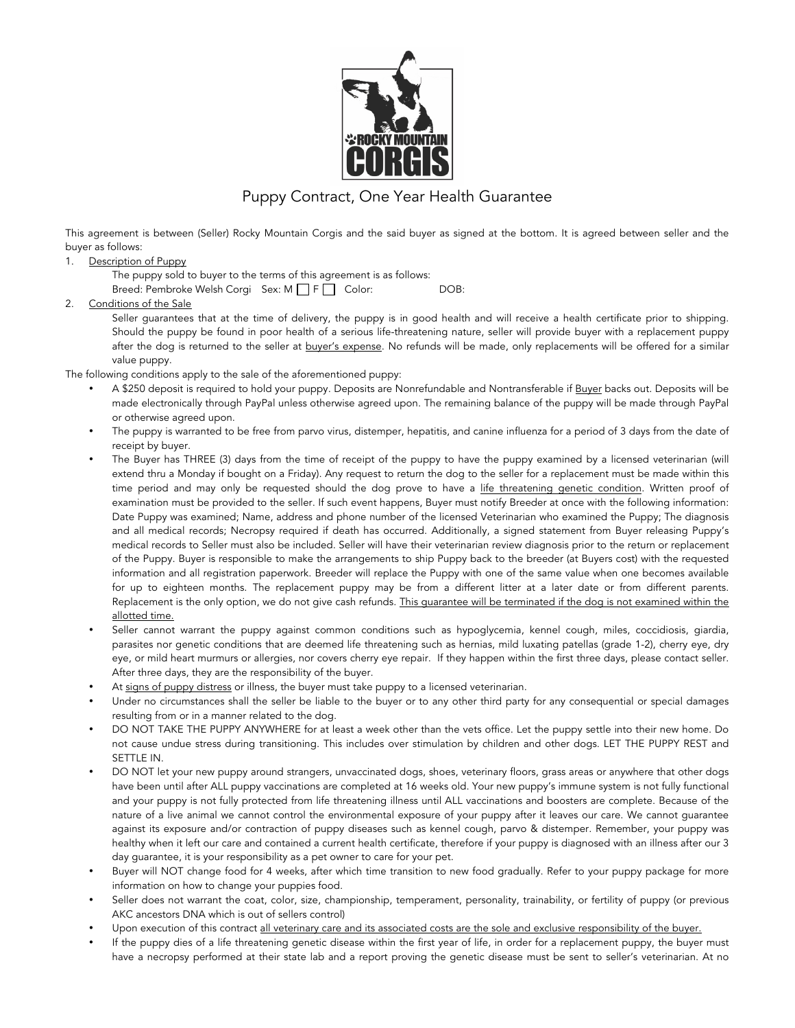# Puppy Contract, One Year Health Guarantee

This agreement is between (Seller) Rocky Mountain Corgis and the said buyer as signed at the bottom. It is agreed between seller and the buyer as follows:

1. Description of Puppy

   The puppy sold to buyer to the terms of this agreement is as follows:

   Breed: Pembroke Welsh Corgi Sex: M ☐ F ☐ Color: DOB:

2. Conditions of the Sale

   Seller guarantees that at the time of delivery, the puppy is in good health and will receive a health certificate prior to shipping. Should the puppy be found in poor health of a serious life-threatening nature, seller will provide buyer with a replacement puppy after the dog is returned to the seller at buyer's expense. No refunds will be made, only replacements will be offered for a similar value puppy.

The following conditions apply to the sale of the aforementioned puppy:

- A $250 deposit is required to hold your puppy. Deposits are Nonrefundable and Nontransferable if Buyer backs out. Deposits will be made electronically through PayPal unless otherwise agreed upon. The remaining balance of the puppy will be made through PayPal or otherwise agreed upon.
- The puppy is warranted to be free from parvo virus, distemper, hepatitis, and canine influenza for a period of 3 days from the date of receipt by buyer.
- The Buyer has THREE (3) days from the time of receipt of the puppy to have the puppy examined by a licensed veterinarian (will extend thru a Monday if bought on a Friday). Any request to return the dog to the seller for a replacement must be made within this time period and may only be requested should the dog prove to have a life threatening genetic condition. Written proof of examination must be provided to the seller. If such event happens, Buyer must notify Breeder at once with the following information: Date Puppy was examined; Name, address and phone number of the licensed Veterinarian who examined the Puppy; The diagnosis and all medical records; Necropsy required if death has occurred. Additionally, a signed statement from Buyer releasing Puppy's medical records to Seller must also be included. Seller will have their veterinarian review diagnosis prior to the return or replacement of the Puppy. Buyer is responsible to make the arrangements to ship Puppy back to the breeder (at Buyers cost) with the requested information and all registration paperwork. Breeder will replace the Puppy with one of the same value when one becomes available for up to eighteen months. The replacement puppy may be from a different litter at a later date or from different parents. Replacement is the only option, we do not give cash refunds. This guarantee will be terminated if the dog is not examined within the allotted time.
- Seller cannot warrant the puppy against common conditions such as hypoglycemia, kennel cough, miles, coccidiosis, giardia, parasites nor genetic conditions that are deemed life threatening such as hernias, mild luxating patellas (grade 1-2), cherry eye, dry eye, or mild heart murmurs or allergies, nor covers cherry eye repair. If they happen within the first three days, please contact seller. After three days, they are the responsibility of the buyer.
- At signs of puppy distress or illness, the buyer must take puppy to a licensed veterinarian.
- Under no circumstances shall the seller be liable to the buyer or to any other third party for any consequential or special damages resulting from or in a manner related to the dog.
- DO NOT TAKE THE PUPPY ANYWHERE for at least a week other than the vets office. Let the puppy settle into their new home. Do not cause undue stress during transitioning. This includes over stimulation by children and other dogs. LET THE PUPPY REST and SETTLE IN.
- DO NOT let your new puppy around strangers, unvaccinated dogs, shoes, veterinary floors, grass areas or anywhere that other dogs have been until after ALL puppy vaccinations are completed at 16 weeks old. Your new puppy's immune system is not fully functional and your puppy is not fully protected from life threatening illness until ALL vaccinations and boosters are complete. Because of the nature of a live animal we cannot control the environmental exposure of your puppy after it leaves our care. We cannot guarantee against its exposure and/or contraction of puppy diseases such as kennel cough, parvo & distemper. Remember, your puppy was healthy when it left our care and contained a current health certificate, therefore if your puppy is diagnosed with an illness after our 3 day guarantee, it is your responsibility as a pet owner to care for your pet.
- Buyer will NOT change food for 4 weeks, after which time transition to new food gradually. Refer to your puppy package for more information on how to change your puppies food.
- Seller does not warrant the coat, color, size, championship, temperament, personality, trainability, or fertility of puppy (or previous AKC ancestors DNA which is out of sellers control)
- Upon execution of this contract all veterinary care and its associated costs are the sole and exclusive responsibility of the buyer.
- If the puppy dies of a life threatening genetic disease within the first year of life, in order for a replacement puppy, the buyer must have a necropsy performed at their state lab and a report proving the genetic disease must be sent to seller's veterinarian. At no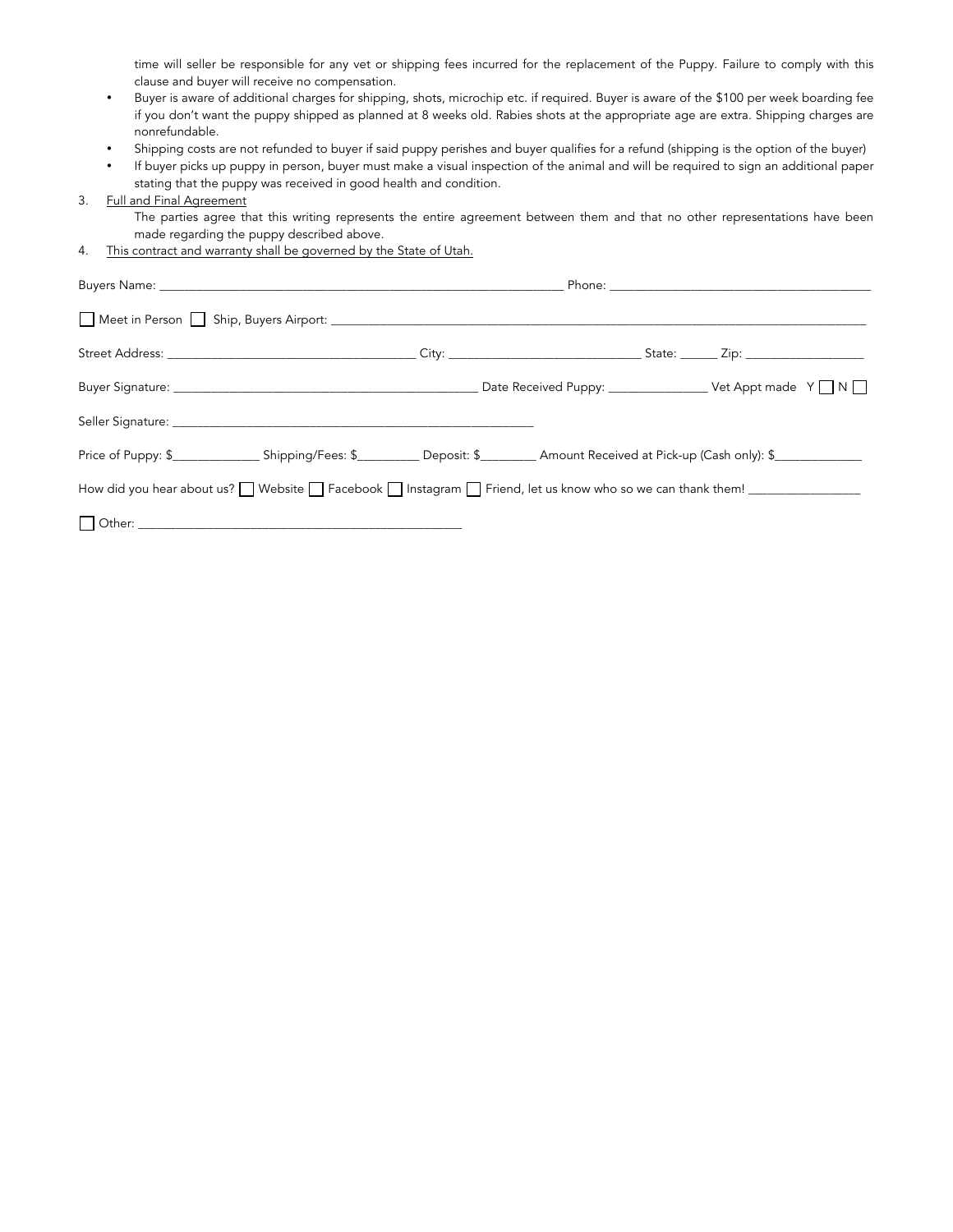time will seller be responsible for any vet or shipping fees incurred for the replacement of the Puppy. Failure to comply with this clause and buyer will receive no compensation.

- Buyer is aware of additional charges for shipping, shots, microchip etc. if required. Buyer is aware of the $100 per week boarding fee if you don't want the puppy shipped as planned at 8 weeks old. Rabies shots at the appropriate age are extra. Shipping charges are nonrefundable.
- Shipping costs are not refunded to buyer if said puppy perishes and buyer qualifies for a refund (shipping is the option of the buyer)
- If buyer picks up puppy in person, buyer must make a visual inspection of the animal and will be required to sign an additional paper stating that the puppy was received in good health and condition.

3. <u>Full and Final Agreement</u>

   The parties agree that this writing represents the entire agreement between them and that no other representations have been made regarding the puppy described above.

4. <u>This contract and warranty shall be governed by the State of Utah.</u>

Buyers Name: ______________________________________________________________ Phone: ________________________________________

☐ Meet in Person ☐ Ship, Buyers Airport: ____________________________________________________________________________________

Street Address: ______________________________________ City: _____________________________ State: ______ Zip: __________________

Buyer Signature: _______________________________________________ Date Received Puppy: _______________ Vet Appt made Y ☐ N ☐

Seller Signature: __________________________________________________________

Price of Puppy: $_____________ Shipping/Fees: $_________ Deposit: $________ Amount Received at Pick-up (Cash only): $_____________

How did you hear about us? ☐ Website ☐ Facebook ☐ Instagram ☐ Friend, let us know who so we can thank them! _________________

☐ Other: ____________________________________________________